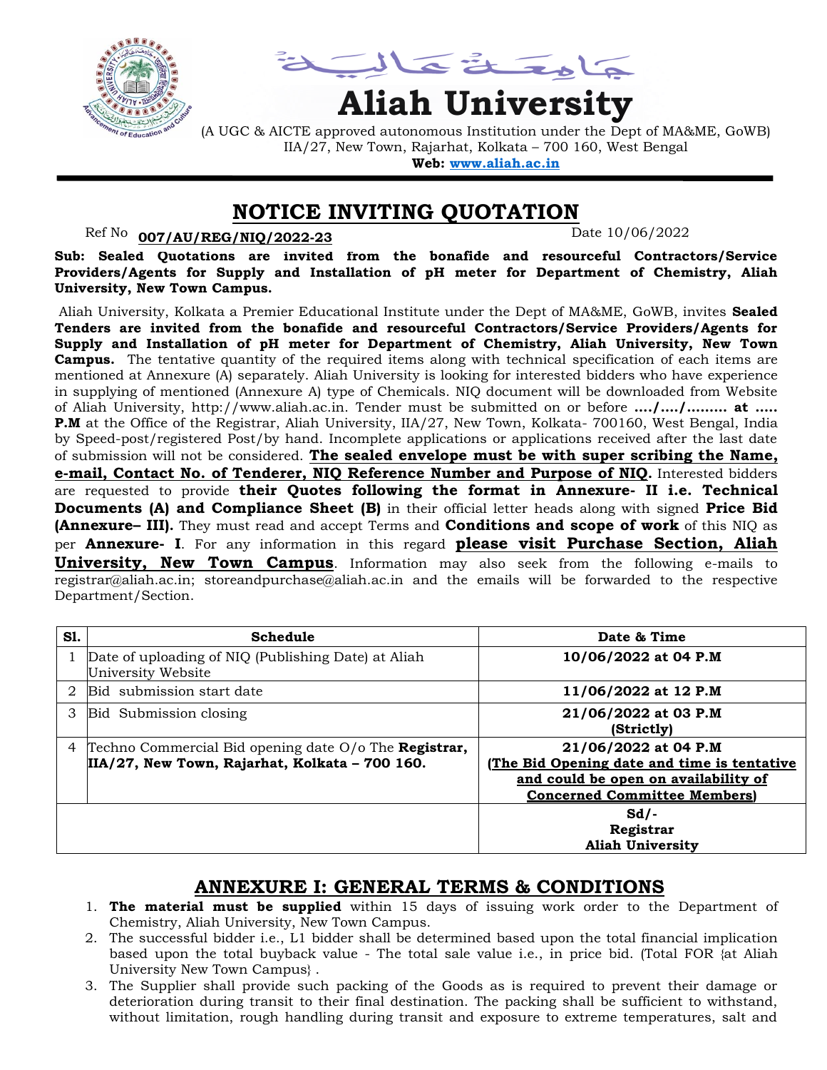جامعة عالية

# Aliah University

(A UGC & AICTE approved autonomous Institution under the Dept of MA&ME, GoWB)
IIA/27, New Town, Rajarhat, Kolkata – 700 160, West Bengal
**Web: www.aliah.ac.in**

## NOTICE INVITING QUOTATION

Ref No **007/AU/REG/NIQ/2022-23** Date 10/06/2022

**Sub: Sealed Quotations are invited from the bonafide and resourceful Contractors/Service Providers/Agents for Supply and Installation of pH meter for Department of Chemistry, Aliah University, New Town Campus.**

Aliah University, Kolkata a Premier Educational Institute under the Dept of MA&ME, GoWB, invites **Sealed Tenders are invited from the bonafide and resourceful Contractors/Service Providers/Agents for Supply and Installation of pH meter for Department of Chemistry, Aliah University, New Town Campus.** The tentative quantity of the required items along with technical specification of each items are mentioned at Annexure (A) separately. Aliah University is looking for interested bidders who have experience in supplying of mentioned (Annexure A) type of Chemicals. NIQ document will be downloaded from Website of Aliah University, http://www.aliah.ac.in. Tender must be submitted on or before **..../..../......... at ..... P.M** at the Office of the Registrar, Aliah University, IIA/27, New Town, Kolkata- 700160, West Bengal, India by Speed-post/registered Post/by hand. Incomplete applications or applications received after the last date of submission will not be considered. **The sealed envelope must be with super scribing the Name, e-mail, Contact No. of Tenderer, NIQ Reference Number and Purpose of NIQ.** Interested bidders are requested to provide **their Quotes following the format in Annexure- II i.e. Technical Documents (A) and Compliance Sheet (B)** in their official letter heads along with signed **Price Bid (Annexure– III).** They must read and accept Terms and **Conditions and scope of work** of this NIQ as per **Annexure- I**. For any information in this regard **please visit Purchase Section, Aliah University, New Town Campus**. Information may also seek from the following e-mails to registrar@aliah.ac.in; storeandpurchase@aliah.ac.in and the emails will be forwarded to the respective Department/Section.

| Sl. | Schedule | Date & Time |
|---|---|---|
| 1 | Date of uploading of NIQ (Publishing Date) at Aliah University Website | **10/06/2022 at 04 P.M** |
| 2 | Bid submission start date | **11/06/2022 at 12 P.M** |
| 3 | Bid Submission closing | **21/06/2022 at 03 P.M (Strictly)** |
| 4 | Techno Commercial Bid opening date O/o The **Registrar, IIA/27, New Town, Rajarhat, Kolkata – 700 160.** | **21/06/2022 at 04 P.M (The Bid Opening date and time is tentative and could be open on availability of Concerned Committee Members)** |
| | | **Sd/- Registrar Aliah University** |

## ANNEXURE I: GENERAL TERMS & CONDITIONS

1. **The material must be supplied** within 15 days of issuing work order to the Department of Chemistry, Aliah University, New Town Campus.
2. The successful bidder i.e., L1 bidder shall be determined based upon the total financial implication based upon the total buyback value - The total sale value i.e., in price bid. (Total FOR {at Aliah University New Town Campus} .
3. The Supplier shall provide such packing of the Goods as is required to prevent their damage or deterioration during transit to their final destination. The packing shall be sufficient to withstand, without limitation, rough handling during transit and exposure to extreme temperatures, salt and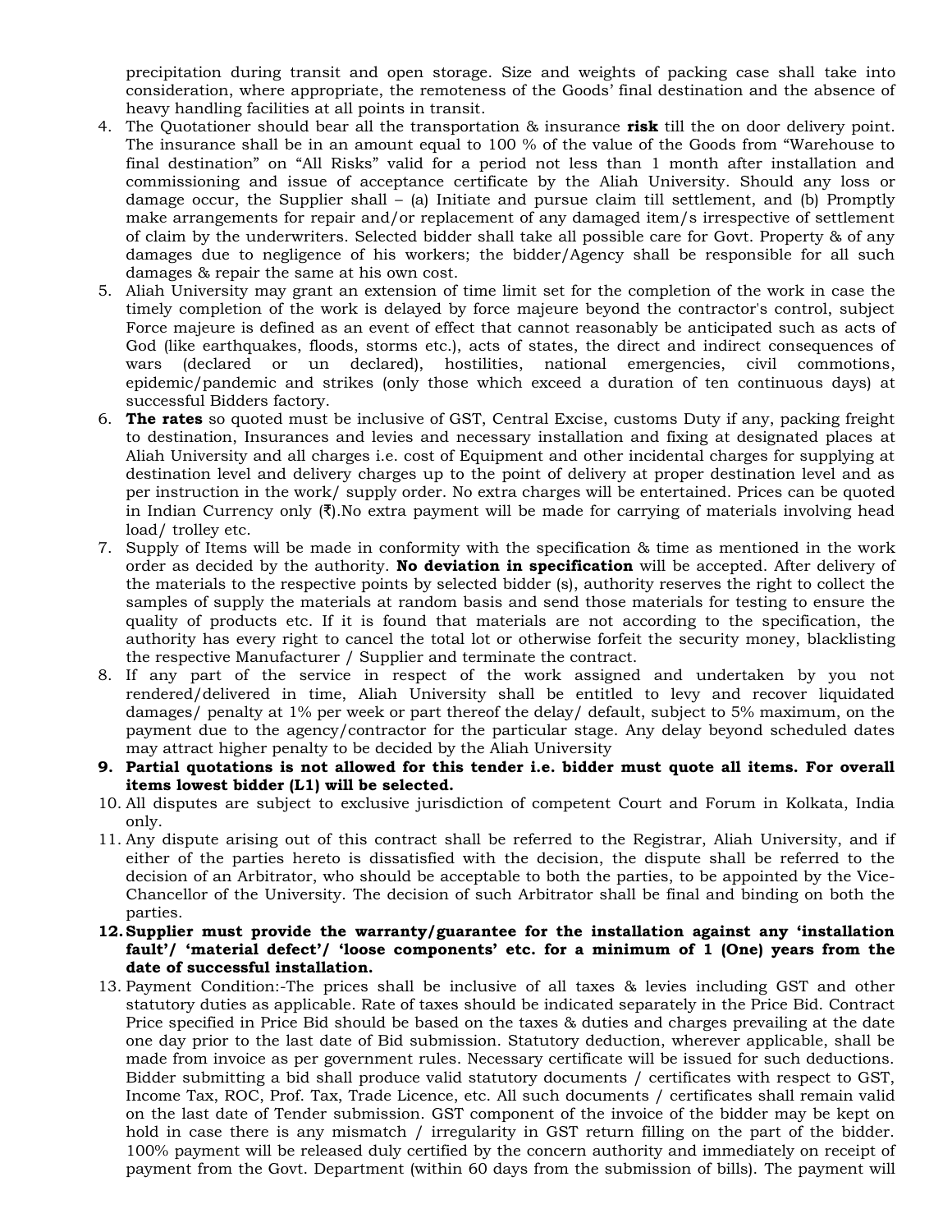precipitation during transit and open storage. Size and weights of packing case shall take into consideration, where appropriate, the remoteness of the Goods' final destination and the absence of heavy handling facilities at all points in transit.

4. The Quotationer should bear all the transportation & insurance **risk** till the on door delivery point. The insurance shall be in an amount equal to 100 % of the value of the Goods from "Warehouse to final destination" on "All Risks" valid for a period not less than 1 month after installation and commissioning and issue of acceptance certificate by the Aliah University. Should any loss or damage occur, the Supplier shall – (a) Initiate and pursue claim till settlement, and (b) Promptly make arrangements for repair and/or replacement of any damaged item/s irrespective of settlement of claim by the underwriters. Selected bidder shall take all possible care for Govt. Property & of any damages due to negligence of his workers; the bidder/Agency shall be responsible for all such damages & repair the same at his own cost.
5. Aliah University may grant an extension of time limit set for the completion of the work in case the timely completion of the work is delayed by force majeure beyond the contractor's control, subject Force majeure is defined as an event of effect that cannot reasonably be anticipated such as acts of God (like earthquakes, floods, storms etc.), acts of states, the direct and indirect consequences of wars (declared or un declared), hostilities, national emergencies, civil commotions, epidemic/pandemic and strikes (only those which exceed a duration of ten continuous days) at successful Bidders factory.
6. **The rates** so quoted must be inclusive of GST, Central Excise, customs Duty if any, packing freight to destination, Insurances and levies and necessary installation and fixing at designated places at Aliah University and all charges i.e. cost of Equipment and other incidental charges for supplying at destination level and delivery charges up to the point of delivery at proper destination level and as per instruction in the work/ supply order. No extra charges will be entertained. Prices can be quoted in Indian Currency only (₹).No extra payment will be made for carrying of materials involving head load/ trolley etc.
7. Supply of Items will be made in conformity with the specification & time as mentioned in the work order as decided by the authority. **No deviation in specification** will be accepted. After delivery of the materials to the respective points by selected bidder (s), authority reserves the right to collect the samples of supply the materials at random basis and send those materials for testing to ensure the quality of products etc. If it is found that materials are not according to the specification, the authority has every right to cancel the total lot or otherwise forfeit the security money, blacklisting the respective Manufacturer / Supplier and terminate the contract.
8. If any part of the service in respect of the work assigned and undertaken by you not rendered/delivered in time, Aliah University shall be entitled to levy and recover liquidated damages/ penalty at 1% per week or part thereof the delay/ default, subject to 5% maximum, on the payment due to the agency/contractor for the particular stage. Any delay beyond scheduled dates may attract higher penalty to be decided by the Aliah University
9. **Partial quotations is not allowed for this tender i.e. bidder must quote all items. For overall items lowest bidder (L1) will be selected.**
10. All disputes are subject to exclusive jurisdiction of competent Court and Forum in Kolkata, India only.
11. Any dispute arising out of this contract shall be referred to the Registrar, Aliah University, and if either of the parties hereto is dissatisfied with the decision, the dispute shall be referred to the decision of an Arbitrator, who should be acceptable to both the parties, to be appointed by the Vice-Chancellor of the University. The decision of such Arbitrator shall be final and binding on both the parties.
12. **Supplier must provide the warranty/guarantee for the installation against any 'installation fault'/ 'material defect'/ 'loose components' etc. for a minimum of 1 (One) years from the date of successful installation.**
13. Payment Condition:-The prices shall be inclusive of all taxes & levies including GST and other statutory duties as applicable. Rate of taxes should be indicated separately in the Price Bid. Contract Price specified in Price Bid should be based on the taxes & duties and charges prevailing at the date one day prior to the last date of Bid submission. Statutory deduction, wherever applicable, shall be made from invoice as per government rules. Necessary certificate will be issued for such deductions. Bidder submitting a bid shall produce valid statutory documents / certificates with respect to GST, Income Tax, ROC, Prof. Tax, Trade Licence, etc. All such documents / certificates shall remain valid on the last date of Tender submission. GST component of the invoice of the bidder may be kept on hold in case there is any mismatch / irregularity in GST return filling on the part of the bidder. 100% payment will be released duly certified by the concern authority and immediately on receipt of payment from the Govt. Department (within 60 days from the submission of bills). The payment will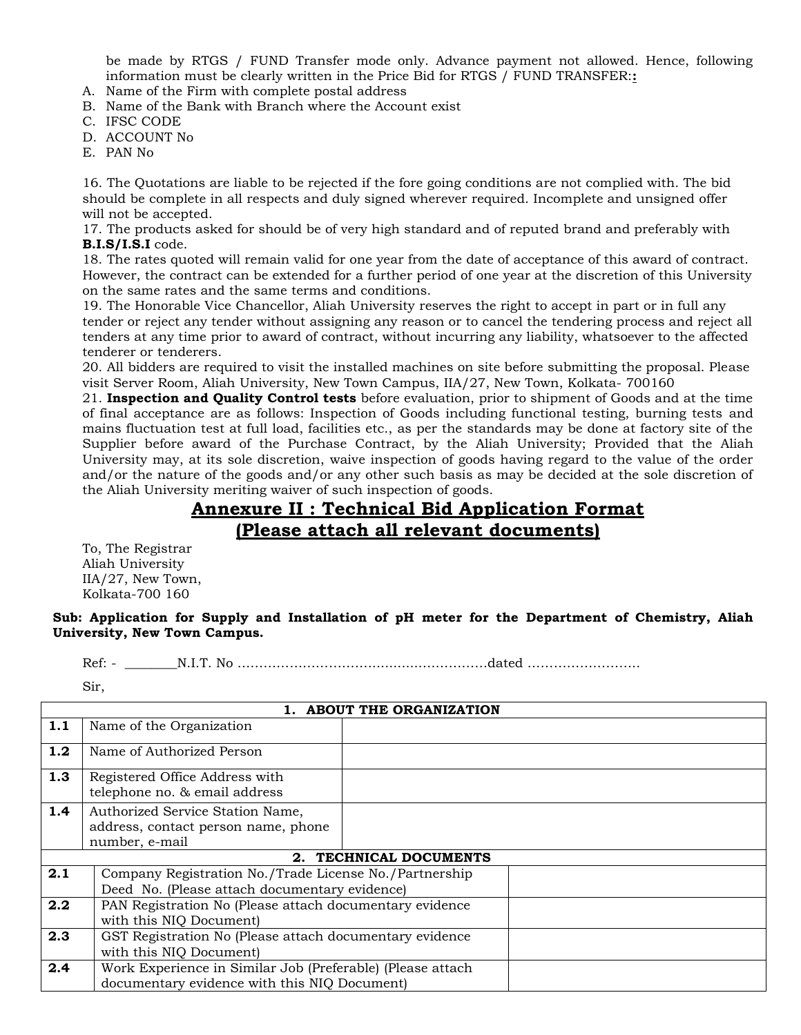be made by RTGS / FUND Transfer mode only. Advance payment not allowed. Hence, following information must be clearly written in the Price Bid for RTGS / FUND TRANSFER:**:**

A. Name of the Firm with complete postal address
B. Name of the Bank with Branch where the Account exist
C. IFSC CODE
D. ACCOUNT No
E. PAN No

16. The Quotations are liable to be rejected if the fore going conditions are not complied with. The bid should be complete in all respects and duly signed wherever required. Incomplete and unsigned offer will not be accepted.
17. The products asked for should be of very high standard and of reputed brand and preferably with **B.I.S/I.S.I** code.
18. The rates quoted will remain valid for one year from the date of acceptance of this award of contract. However, the contract can be extended for a further period of one year at the discretion of this University on the same rates and the same terms and conditions.
19. The Honorable Vice Chancellor, Aliah University reserves the right to accept in part or in full any tender or reject any tender without assigning any reason or to cancel the tendering process and reject all tenders at any time prior to award of contract, without incurring any liability, whatsoever to the affected tenderer or tenderers.
20. All bidders are required to visit the installed machines on site before submitting the proposal. Please visit Server Room, Aliah University, New Town Campus, IIA/27, New Town, Kolkata- 700160
21. **Inspection and Quality Control tests** before evaluation, prior to shipment of Goods and at the time of final acceptance are as follows: Inspection of Goods including functional testing, burning tests and mains fluctuation test at full load, facilities etc., as per the standards may be done at factory site of the Supplier before award of the Purchase Contract, by the Aliah University; Provided that the Aliah University may, at its sole discretion, waive inspection of goods having regard to the value of the order and/or the nature of the goods and/or any other such basis as may be decided at the sole discretion of the Aliah University meriting waiver of such inspection of goods.

## Annexure II : Technical Bid Application Format
## (Please attach all relevant documents)

To, The Registrar
Aliah University
IIA/27, New Town,
Kolkata-700 160

**Sub: Application for Supply and Installation of pH meter for the Department of Chemistry, Aliah University, New Town Campus.**

Ref: - ________N.I.T. No ..........................................................dated ..........................

Sir,

| **1. ABOUT THE ORGANIZATION** | | |
|---|---|---|
| **1.1** | Name of the Organization | |
| **1.2** | Name of Authorized Person | |
| **1.3** | Registered Office Address with telephone no. & email address | |
| **1.4** | Authorized Service Station Name, address, contact person name, phone number, e-mail | |
| **2. TECHNICAL DOCUMENTS** | | |
| **2.1** | Company Registration No./Trade License No./Partnership Deed No. (Please attach documentary evidence) | |
| **2.2** | PAN Registration No (Please attach documentary evidence with this NIQ Document) | |
| **2.3** | GST Registration No (Please attach documentary evidence with this NIQ Document) | |
| **2.4** | Work Experience in Similar Job (Preferable) (Please attach documentary evidence with this NIQ Document) | |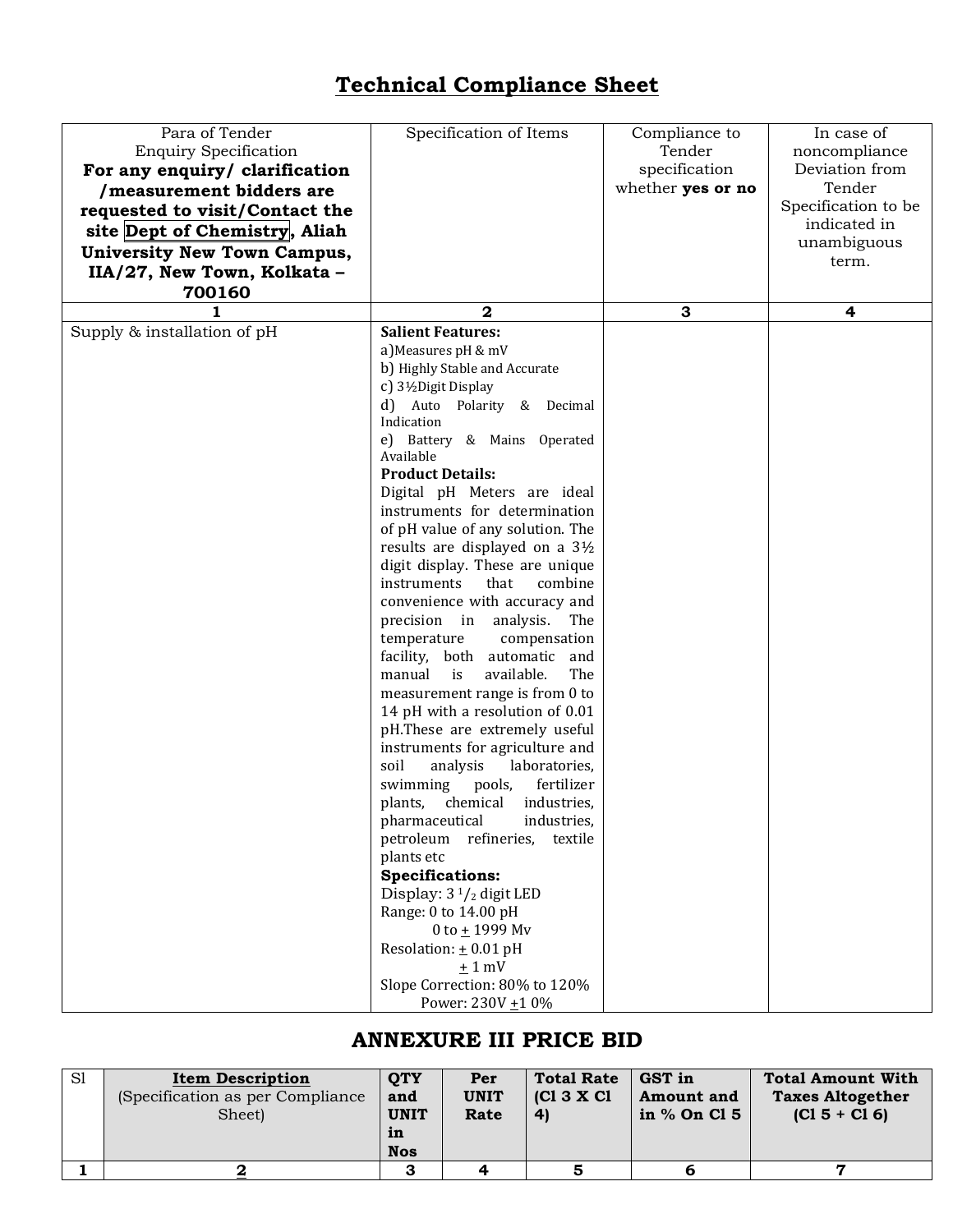# Technical Compliance Sheet

| Para of Tender Enquiry Specification **For any enquiry/ clarification /measurement bidders are requested to visit/Contact the site Dept of Chemistry, Aliah University New Town Campus, IIA/27, New Town, Kolkata – 700160** | Specification of Items | Compliance to Tender specification whether **yes or no** | In case of noncompliance Deviation from Tender Specification to be indicated in unambiguous term. |
|---|---|---|---|
| **1** | **2** | **3** | **4** |
| Supply & installation of pH | **Salient Features:**<br>a)Measures pH & mV<br>b) Highly Stable and Accurate<br>c) 3½Digit Display<br>d) Auto Polarity & Decimal Indication<br>e) Battery & Mains Operated Available<br>**Product Details:**<br>Digital pH Meters are ideal instruments for determination of pH value of any solution. The results are displayed on a 3½ digit display. These are unique instruments that combine convenience with accuracy and precision in analysis. The temperature compensation facility, both automatic and manual is available. The measurement range is from 0 to 14 pH with a resolution of 0.01 pH.These are extremely useful instruments for agriculture and soil analysis laboratories, swimming pools, fertilizer plants, chemical industries, pharmaceutical industries, petroleum refineries, textile plants etc<br>**Specifications:**<br>Display: 3 $^1/_2$ digit LED<br>Range: 0 to 14.00 pH<br>0 to $\pm$ 1999 Mv<br>Resolution: $\pm$ 0.01 pH<br>$\pm$ 1 mV<br>Slope Correction: 80% to 120%<br>Power: 230V $\pm$1 0% | | |

## ANNEXURE III PRICE BID

| Sl | **Item Description** (Specification as per Compliance Sheet) | **QTY and UNIT in Nos** | **Per UNIT Rate** | **Total Rate (Cl 3 X Cl 4)** | **GST in Amount and in % On Cl 5** | **Total Amount With Taxes Altogether (Cl 5 + Cl 6)** |
|---|---|---|---|---|---|---|
| **1** | **2** | **3** | **4** | **5** | **6** | **7** |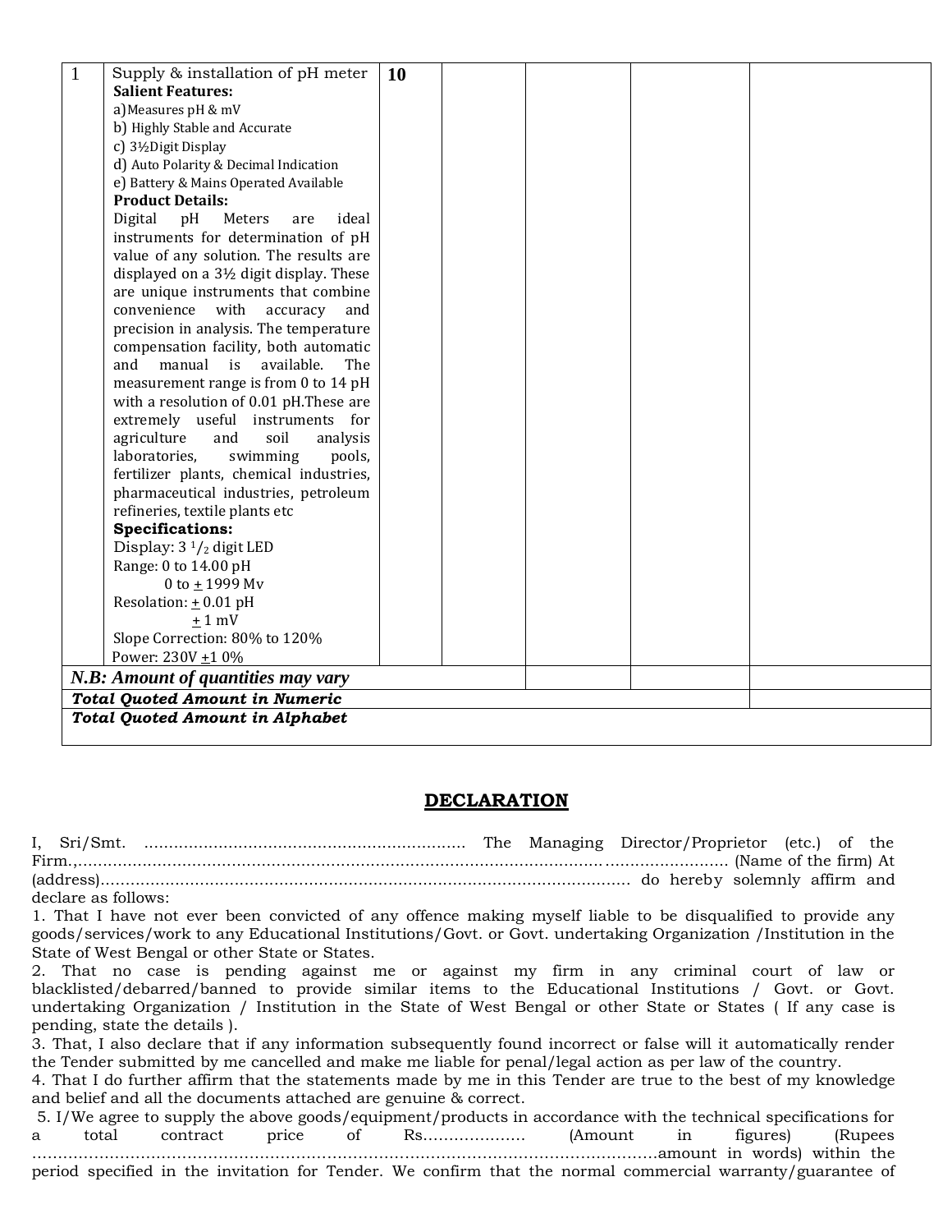| | | | | | | |
|---|---|---|---|---|---|---|
| 1 | Supply & installation of pH meter<br>**Salient Features:**<br>a)Measures pH & mV<br>b) Highly Stable and Accurate<br>c) 3½Digit Display<br>d) Auto Polarity & Decimal Indication<br>e) Battery & Mains Operated Available<br>**Product Details:**<br>Digital pH Meters are ideal instruments for determination of pH value of any solution. The results are displayed on a 3½ digit display. These are unique instruments that combine convenience with accuracy and precision in analysis. The temperature compensation facility, both automatic and manual is available. The measurement range is from 0 to 14 pH with a resolution of 0.01 pH.These are extremely useful instruments for agriculture and soil analysis laboratories, swimming pools, fertilizer plants, chemical industries, pharmaceutical industries, petroleum refineries, textile plants etc<br>**Specifications:**<br>Display: 3 $^1/_2$ digit LED<br>Range: 0 to 14.00 pH<br>0 to ± 1999 Mv<br>Resolution: ± 0.01 pH<br>± 1 mV<br>Slope Correction: 80% to 120%<br>Power: 230V ±1 0% | **10** | | | | |
| ***N.B: Amount of quantities may vary*** | | | | | | |
| ***Total Quoted Amount in Numeric*** | | | | | | |
| ***Total Quoted Amount in Alphabet*** | | | | | | |

## DECLARATION

I, Sri/Smt. ……………………………………………………… The Managing Director/Proprietor (etc.) of the Firm.,…………………………………………………………………………………………………………… (Name of the firm) At (address)……………………………………………………………………………………………… do hereby solemnly affirm and declare as follows:

1. That I have not ever been convicted of any offence making myself liable to be disqualified to provide any goods/services/work to any Educational Institutions/Govt. or Govt. undertaking Organization /Institution in the State of West Bengal or other State or States.
2. That no case is pending against me or against my firm in any criminal court of law or blacklisted/debarred/banned to provide similar items to the Educational Institutions / Govt. or Govt. undertaking Organization / Institution in the State of West Bengal or other State or States ( If any case is pending, state the details ).
3. That, I also declare that if any information subsequently found incorrect or false will it automatically render the Tender submitted by me cancelled and make me liable for penal/legal action as per law of the country.
4. That I do further affirm that the statements made by me in this Tender are true to the best of my knowledge and belief and all the documents attached are genuine & correct.
5. I/We agree to supply the above goods/equipment/products in accordance with the technical specifications for a total contract price of Rs……………….. (Amount in figures) (Rupees ……………………………………………………………………………………………………amount in words) within the period specified in the invitation for Tender. We confirm that the normal commercial warranty/guarantee of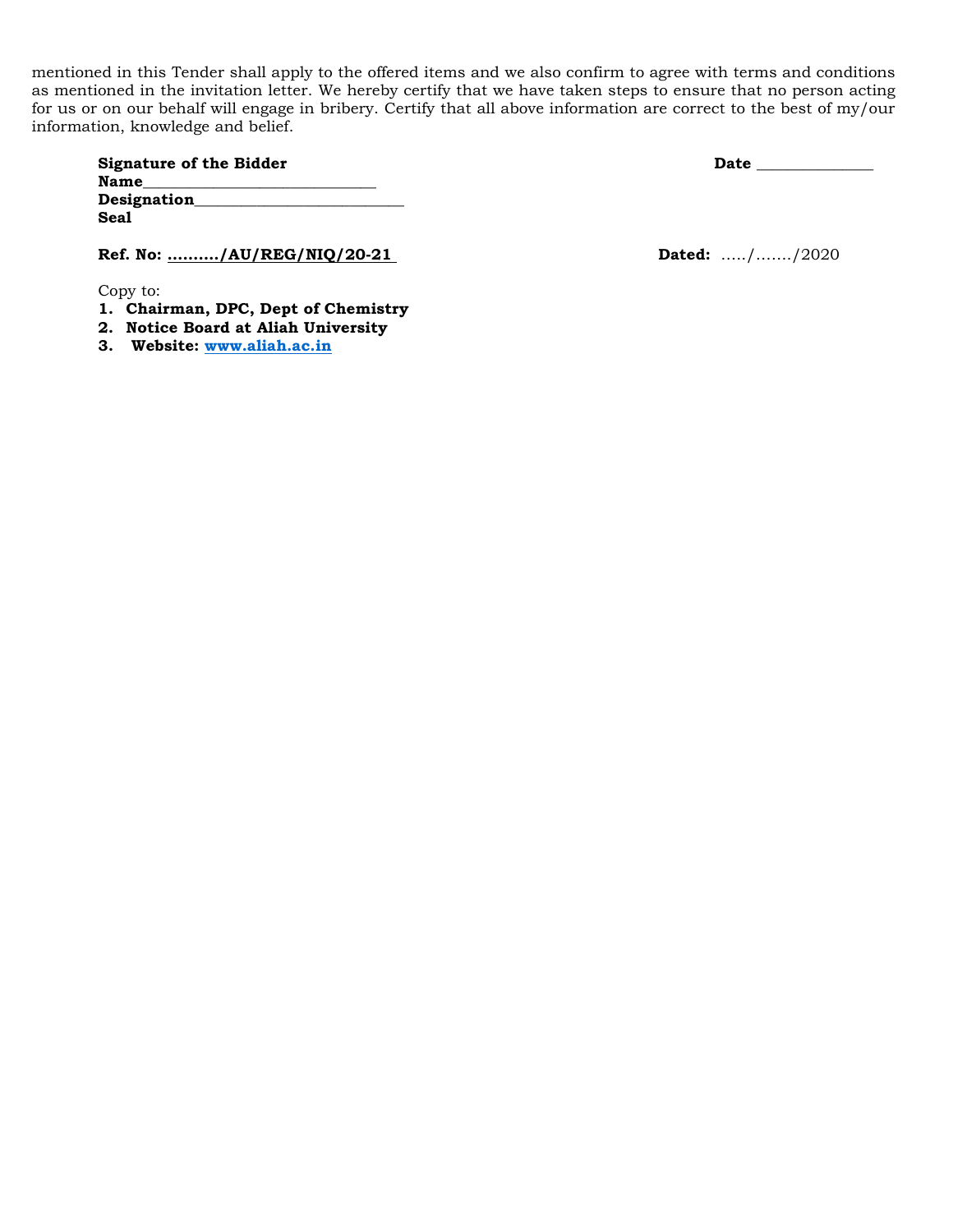mentioned in this Tender shall apply to the offered items and we also confirm to agree with terms and conditions as mentioned in the invitation letter. We hereby certify that we have taken steps to ensure that no person acting for us or on our behalf will engage in bribery. Certify that all above information are correct to the best of my/our information, knowledge and belief.

**Signature of the Bidder** **Date** ______________

**Name**____________________________

**Designation**_________________________

**Seal**

**Ref. No: ………./AU/REG/NIQ/20-21** **Dated:** …../……./2020

Copy to:

1. **Chairman, DPC, Dept of Chemistry**
2. **Notice Board at Aliah University**
3. **Website: www.aliah.ac.in**